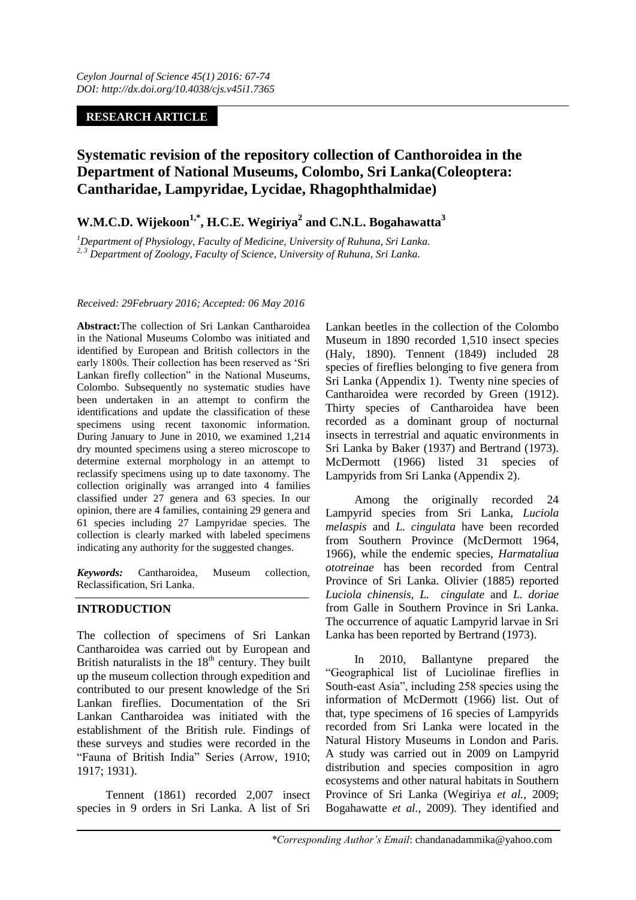*Ceylon Journal of Science 45(1) 2016: 67-74*
*DOI: http://dx.doi.org/10.4038/cjs.v45i1.7365*

**RESEARCH ARTICLE**

# Systematic revision of the repository collection of Canthoroidea in the Department of National Museums, Colombo, Sri Lanka(Coleoptera: Cantharidae, Lampyridae, Lycidae, Rhagophthalmidae)

**W.M.C.D. Wijekoon[1,*], H.C.E. Wegiriya[2] and C.N.L. Bogahawatta[3]**

[1]*Department of Physiology, Faculty of Medicine, University of Ruhuna, Sri Lanka.*
[2, 3] *Department of Zoology, Faculty of Science, University of Ruhuna, Sri Lanka.*

*Received: 29February 2016; Accepted: 06 May 2016*

**Abstract:**The collection of Sri Lankan Cantharoidea in the National Museums Colombo was initiated and identified by European and British collectors in the early 1800s. Their collection has been reserved as 'Sri Lankan firefly collection" in the National Museums, Colombo. Subsequently no systematic studies have been undertaken in an attempt to confirm the identifications and update the classification of these specimens using recent taxonomic information. During January to June in 2010, we examined 1,214 dry mounted specimens using a stereo microscope to determine external morphology in an attempt to reclassify specimens using up to date taxonomy. The collection originally was arranged into 4 families classified under 27 genera and 63 species. In our opinion, there are 4 families, containing 29 genera and 61 species including 27 Lampyridae species. The collection is clearly marked with labeled specimens indicating any authority for the suggested changes.

***Keywords:*** Cantharoidea, Museum collection, Reclassification, Sri Lanka.

## INTRODUCTION

The collection of specimens of Sri Lankan Cantharoidea was carried out by European and British naturalists in the $18^{th}$ century. They built up the museum collection through expedition and contributed to our present knowledge of the Sri Lankan fireflies. Documentation of the Sri Lankan Cantharoidea was initiated with the establishment of the British rule. Findings of these surveys and studies were recorded in the "Fauna of British India" Series (Arrow, 1910; 1917; 1931).

Tennent (1861) recorded 2,007 insect species in 9 orders in Sri Lanka. A list of Sri Lankan beetles in the collection of the Colombo Museum in 1890 recorded 1,510 insect species (Haly, 1890). Tennent (1849) included 28 species of fireflies belonging to five genera from Sri Lanka (Appendix 1). Twenty nine species of Cantharoidea were recorded by Green (1912). Thirty species of Cantharoidea have been recorded as a dominant group of nocturnal insects in terrestrial and aquatic environments in Sri Lanka by Baker (1937) and Bertrand (1973). McDermott (1966) listed 31 species of Lampyrids from Sri Lanka (Appendix 2).

Among the originally recorded 24 Lampyrid species from Sri Lanka, *Luciola melaspis* and *L. cingulata* have been recorded from Southern Province (McDermott 1964, 1966), while the endemic species, *Harmataliua ototreinae* has been recorded from Central Province of Sri Lanka. Olivier (1885) reported *Luciola chinensis*, *L. cingulate* and *L. doriae* from Galle in Southern Province in Sri Lanka. The occurrence of aquatic Lampyrid larvae in Sri Lanka has been reported by Bertrand (1973).

In 2010, Ballantyne prepared the "Geographical list of Luciolinae fireflies in South-east Asia", including 258 species using the information of McDermott (1966) list. Out of that, type specimens of 16 species of Lampyrids recorded from Sri Lanka were located in the Natural History Museums in London and Paris. A study was carried out in 2009 on Lampyrid distribution and species composition in agro ecosystems and other natural habitats in Southern Province of Sri Lanka (Wegiriya *et al.,* 2009; Bogahawatte *et al.,* 2009). They identified and

*\*Corresponding Author's Email*: chandanadammika@yahoo.com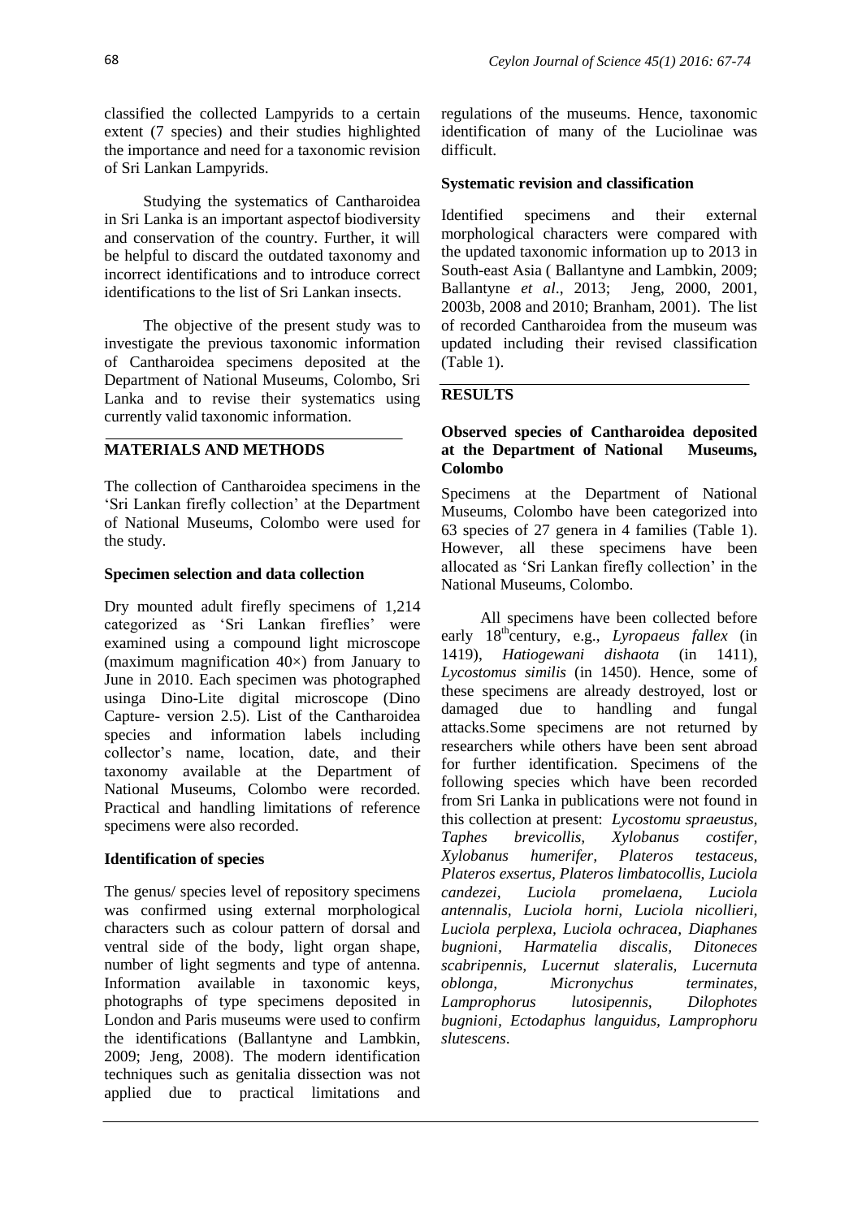classified the collected Lampyrids to a certain extent (7 species) and their studies highlighted the importance and need for a taxonomic revision of Sri Lankan Lampyrids.

Studying the systematics of Cantharoidea in Sri Lanka is an important aspectof biodiversity and conservation of the country. Further, it will be helpful to discard the outdated taxonomy and incorrect identifications and to introduce correct identifications to the list of Sri Lankan insects.

The objective of the present study was to investigate the previous taxonomic information of Cantharoidea specimens deposited at the Department of National Museums, Colombo, Sri Lanka and to revise their systematics using currently valid taxonomic information.

## MATERIALS AND METHODS

The collection of Cantharoidea specimens in the 'Sri Lankan firefly collection' at the Department of National Museums, Colombo were used for the study.

### Specimen selection and data collection

Dry mounted adult firefly specimens of 1,214 categorized as 'Sri Lankan fireflies' were examined using a compound light microscope (maximum magnification 40×) from January to June in 2010. Each specimen was photographed usinga Dino-Lite digital microscope (Dino Capture- version 2.5). List of the Cantharoidea species and information labels including collector's name, location, date, and their taxonomy available at the Department of National Museums, Colombo were recorded. Practical and handling limitations of reference specimens were also recorded.

### Identification of species

The genus/ species level of repository specimens was confirmed using external morphological characters such as colour pattern of dorsal and ventral side of the body, light organ shape, number of light segments and type of antenna. Information available in taxonomic keys, photographs of type specimens deposited in London and Paris museums were used to confirm the identifications (Ballantyne and Lambkin, 2009; Jeng, 2008). The modern identification techniques such as genitalia dissection was not applied due to practical limitations and regulations of the museums. Hence, taxonomic identification of many of the Luciolinae was difficult.

### Systematic revision and classification

Identified specimens and their external morphological characters were compared with the updated taxonomic information up to 2013 in South-east Asia ( Ballantyne and Lambkin, 2009; Ballantyne *et al*., 2013; Jeng, 2000, 2001, 2003b, 2008 and 2010; Branham, 2001). The list of recorded Cantharoidea from the museum was updated including their revised classification (Table 1).

## RESULTS

### Observed species of Cantharoidea deposited at the Department of National Museums, Colombo

Specimens at the Department of National Museums, Colombo have been categorized into 63 species of 27 genera in 4 families (Table 1). However, all these specimens have been allocated as 'Sri Lankan firefly collection' in the National Museums, Colombo.

All specimens have been collected before early 18th century, e.g., *Lyropaeus fallex* (in 1419), *Hatiogewani dishaota* (in 1411), *Lycostomus similis* (in 1450). Hence, some of these specimens are already destroyed, lost or damaged due to handling and fungal attacks.Some specimens are not returned by researchers while others have been sent abroad for further identification. Specimens of the following species which have been recorded from Sri Lanka in publications were not found in this collection at present: *Lycostomu spraeustus, Taphes brevicollis, Xylobanus costifer, Xylobanus humerifer, Plateros testaceus, Plateros exsertus, Plateros limbatocollis, Luciola candezei, Luciola promelaena, Luciola antennalis, Luciola horni, Luciola nicollieri, Luciola perplexa, Luciola ochracea, Diaphanes bugnioni, Harmatelia discalis, Ditoneces scabripennis, Lucernut slateralis, Lucernuta oblonga, Micronychus terminates, Lamprophorus lutosipennis, Dilophotes bugnioni, Ectodaphus languidus, Lamprophoru slutescens*.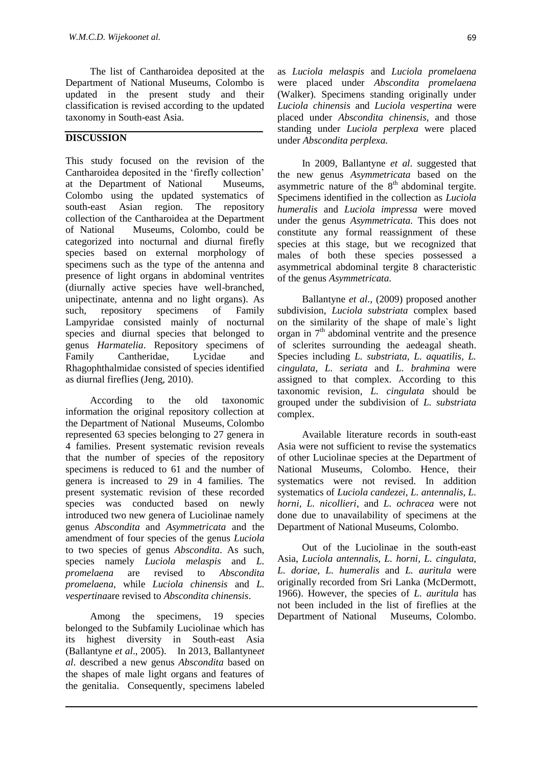The list of Cantharoidea deposited at the Department of National Museums, Colombo is updated in the present study and their classification is revised according to the updated taxonomy in South-east Asia.

## DISCUSSION

This study focused on the revision of the Cantharoidea deposited in the 'firefly collection' at the Department of National Museums, Colombo using the updated systematics of south-east Asian region. The repository collection of the Cantharoidea at the Department of National Museums, Colombo, could be categorized into nocturnal and diurnal firefly species based on external morphology of specimens such as the type of the antenna and presence of light organs in abdominal ventrites (diurnally active species have well-branched, unipectinate, antenna and no light organs). As such, repository specimens of Family Lampyridae consisted mainly of nocturnal species and diurnal species that belonged to genus *Harmatelia*. Repository specimens of Family Cantheridae, Lycidae and Rhagophthalmidae consisted of species identified as diurnal fireflies (Jeng, 2010).

According to the old taxonomic information the original repository collection at the Department of National Museums, Colombo represented 63 species belonging to 27 genera in 4 families. Present systematic revision reveals that the number of species of the repository specimens is reduced to 61 and the number of genera is increased to 29 in 4 families. The present systematic revision of these recorded species was conducted based on newly introduced two new genera of Luciolinae namely genus *Abscondita* and *Asymmetricata* and the amendment of four species of the genus *Luciola* to two species of genus *Abscondita*. As such, species namely *Luciola melaspis* and *L. promelaena* are revised to *Abscondita promelaena*, while *Luciola chinensis* and *L. vespertina*are revised to *Abscondita chinensis*.

Among the specimens, 19 species belonged to the Subfamily Luciolinae which has its highest diversity in South-east Asia (Ballantyne *et al*., 2005). In 2013, Ballantyne*et al*. described a new genus *Abscondita* based on the shapes of male light organs and features of the genitalia. Consequently, specimens labeled as *Luciola melaspis* and *Luciola promelaena* were placed under *Abscondita promelaena* (Walker). Specimens standing originally under *Luciola chinensis* and *Luciola vespertina* were placed under *Abscondita chinensis*, and those standing under *Luciola perplexa* were placed under *Abscondita perplexa.*

In 2009, Ballantyne *et al*. suggested that the new genus *Asymmetricata* based on the asymmetric nature of the 8$^{th}$ abdominal tergite. Specimens identified in the collection as *Luciola humeralis* and *Luciola impressa* were moved under the genus *Asymmetricata.* This does not constitute any formal reassignment of these species at this stage, but we recognized that males of both these species possessed a asymmetrical abdominal tergite 8 characteristic of the genus *Asymmetricata.*

Ballantyne *et al*., (2009) proposed another subdivision, *Luciola substriata* complex based on the similarity of the shape of male`s light organ in 7$^{th}$ abdominal ventrite and the presence of sclerites surrounding the aedeagal sheath. Species including *L. substriata, L. aquatilis, L. cingulata, L. seriata* and *L. brahmina* were assigned to that complex. According to this taxonomic revision, *L. cingulata* should be grouped under the subdivision of *L. substriata* complex.

Available literature records in south-east Asia were not sufficient to revise the systematics of other Luciolinae species at the Department of National Museums, Colombo. Hence, their systematics were not revised. In addition systematics of *Luciola candezei, L. antennalis, L. horni, L. nicollieri,* and *L. ochracea* were not done due to unavailability of specimens at the Department of National Museums, Colombo.

Out of the Luciolinae in the south-east Asia, *Luciola antennalis, L. horni, L. cingulata, L. doriae, L. humeralis* and *L. auritula* were originally recorded from Sri Lanka (McDermott, 1966). However, the species of *L. auritula* has not been included in the list of fireflies at the Department of National Museums, Colombo.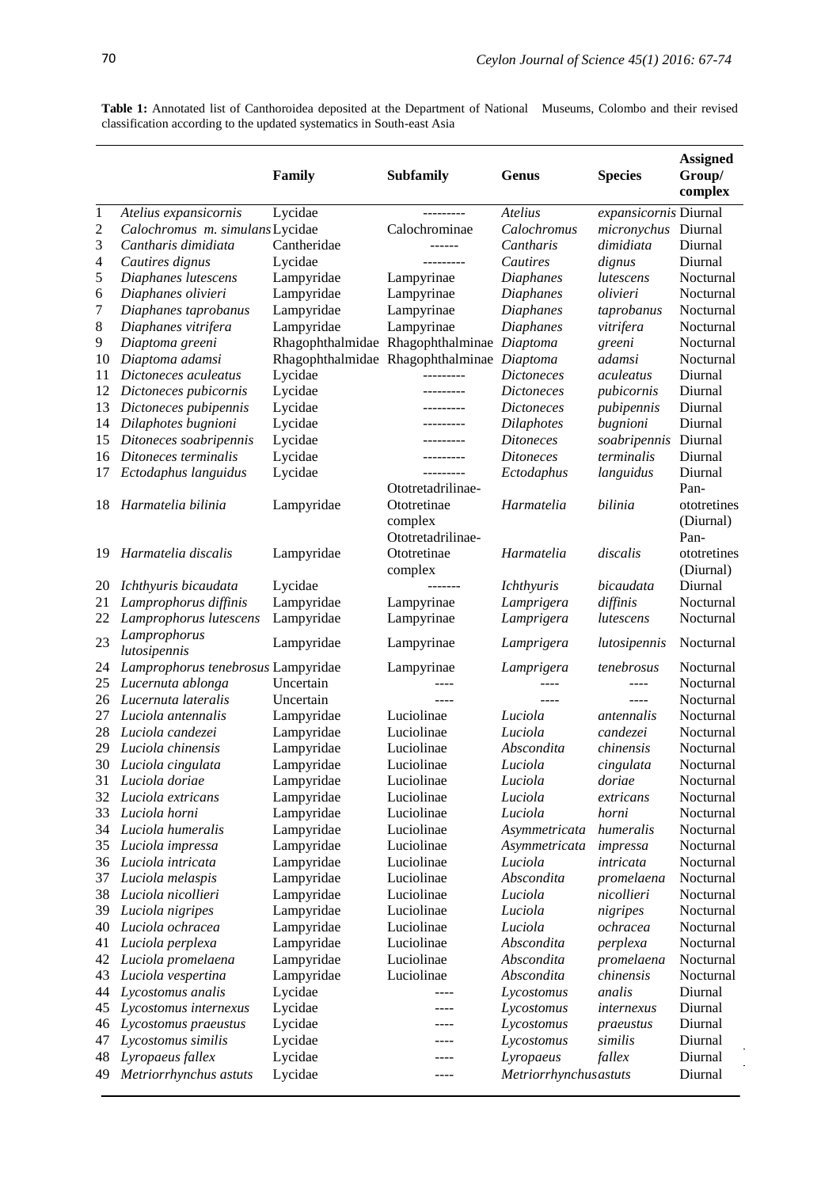**Table 1:** Annotated list of Canthoroidea deposited at the Department of National Museums, Colombo and their revised classification according to the updated systematics in South-east Asia

| | | Family | Subfamily | Genus | Species | Assigned Group/ complex |
|---|---|---|---|---|---|---|
| 1 | *Atelius expansicornis* | Lycidae | --------- | *Atelius* | *expansicornis* | Diurnal |
| 2 | *Calochromus m. simulans* | Lycidae | Calochrominae | *Calochromus* | *micronychus* | Diurnal |
| 3 | *Cantharis dimidiata* | Cantheridae | ------ | *Cantharis* | *dimidiata* | Diurnal |
| 4 | *Cautires dignus* | Lycidae | --------- | *Cautires* | *dignus* | Diurnal |
| 5 | *Diaphanes lutescens* | Lampyridae | Lampyrinae | *Diaphanes* | *lutescens* | Nocturnal |
| 6 | *Diaphanes olivieri* | Lampyridae | Lampyrinae | *Diaphanes* | *olivieri* | Nocturnal |
| 7 | *Diaphanes taprobanus* | Lampyridae | Lampyrinae | *Diaphanes* | *taprobanus* | Nocturnal |
| 8 | *Diaphanes vitrifera* | Lampyridae | Lampyrinae | *Diaphanes* | *vitrifera* | Nocturnal |
| 9 | *Diaptoma greeni* | Rhagophthalmidae | Rhagophthalminae | *Diaptoma* | *greeni* | Nocturnal |
| 10 | *Diaptoma adamsi* | Rhagophthalmidae | Rhagophthalminae | *Diaptoma* | *adamsi* | Nocturnal |
| 11 | *Dictoneces aculeatus* | Lycidae | --------- | *Dictoneces* | *aculeatus* | Diurnal |
| 12 | *Dictoneces pubicornis* | Lycidae | --------- | *Dictoneces* | *pubicornis* | Diurnal |
| 13 | *Dictoneces pubipennis* | Lycidae | --------- | *Dictoneces* | *pubipennis* | Diurnal |
| 14 | *Dilaphotes bugnioni* | Lycidae | --------- | *Dilaphotes* | *bugnioni* | Diurnal |
| 15 | *Ditoneces soabripennis* | Lycidae | --------- | *Ditoneces* | *soabripennis* | Diurnal |
| 16 | *Ditoneces terminalis* | Lycidae | --------- | *Ditoneces* | *terminalis* | Diurnal |
| 17 | *Ectodaphus languidus* | Lycidae | --------- | *Ectodaphus* | *languidus* | Diurnal |
| 18 | *Harmatelia bilinia* | Lampyridae | Ototretadrilinae-Ototretinae complex | *Harmatelia* | *bilinia* | Pan-ototretines (Diurnal) |
| 19 | *Harmatelia discalis* | Lampyridae | Ototretadrilinae-Ototretinae complex | *Harmatelia* | *discalis* | Pan-ototretines (Diurnal) |
| 20 | *Ichthyuris bicaudata* | Lycidae | ------- | *Ichthyuris* | *bicaudata* | Diurnal |
| 21 | *Lamprophorus diffinis* | Lampyridae | Lampyrinae | *Lamprigera* | *diffinis* | Nocturnal |
| 22 | *Lamprophorus lutescens* | Lampyridae | Lampyrinae | *Lamprigera* | *lutescens* | Nocturnal |
| 23 | *Lamprophorus lutosipennis* | Lampyridae | Lampyrinae | *Lamprigera* | *lutosipennis* | Nocturnal |
| 24 | *Lamprophorus tenebrosus* | Lampyridae | Lampyrinae | *Lamprigera* | *tenebrosus* | Nocturnal |
| 25 | *Lucernuta ablonga* | Uncertain | ---- | ---- | ---- | Nocturnal |
| 26 | *Lucernuta lateralis* | Uncertain | ---- | ---- | ---- | Nocturnal |
| 27 | *Luciola antennalis* | Lampyridae | Luciolinae | *Luciola* | *antennalis* | Nocturnal |
| 28 | *Luciola candezei* | Lampyridae | Luciolinae | *Luciola* | *candezei* | Nocturnal |
| 29 | *Luciola chinensis* | Lampyridae | Luciolinae | *Abscondita* | *chinensis* | Nocturnal |
| 30 | *Luciola cingulata* | Lampyridae | Luciolinae | *Luciola* | *cingulata* | Nocturnal |
| 31 | *Luciola doriae* | Lampyridae | Luciolinae | *Luciola* | *doriae* | Nocturnal |
| 32 | *Luciola extricans* | Lampyridae | Luciolinae | *Luciola* | *extricans* | Nocturnal |
| 33 | *Luciola horni* | Lampyridae | Luciolinae | *Luciola* | *horni* | Nocturnal |
| 34 | *Luciola humeralis* | Lampyridae | Luciolinae | *Asymmetricata* | *humeralis* | Nocturnal |
| 35 | *Luciola impressa* | Lampyridae | Luciolinae | *Asymmetricata* | *impressa* | Nocturnal |
| 36 | *Luciola intricata* | Lampyridae | Luciolinae | *Luciola* | *intricata* | Nocturnal |
| 37 | *Luciola melaspis* | Lampyridae | Luciolinae | *Abscondita* | *promelaena* | Nocturnal |
| 38 | *Luciola nicollieri* | Lampyridae | Luciolinae | *Luciola* | *nicollieri* | Nocturnal |
| 39 | *Luciola nigripes* | Lampyridae | Luciolinae | *Luciola* | *nigripes* | Nocturnal |
| 40 | *Luciola ochracea* | Lampyridae | Luciolinae | *Luciola* | *ochracea* | Nocturnal |
| 41 | *Luciola perplexa* | Lampyridae | Luciolinae | *Abscondita* | *perplexa* | Nocturnal |
| 42 | *Luciola promelaena* | Lampyridae | Luciolinae | *Abscondita* | *promelaena* | Nocturnal |
| 43 | *Luciola vespertina* | Lampyridae | Luciolinae | *Abscondita* | *chinensis* | Nocturnal |
| 44 | *Lycostomus analis* | Lycidae | ---- | *Lycostomus* | *analis* | Diurnal |
| 45 | *Lycostomus internexus* | Lycidae | ---- | *Lycostomus* | *internexus* | Diurnal |
| 46 | *Lycostomus praeustus* | Lycidae | ---- | *Lycostomus* | *praeustus* | Diurnal |
| 47 | *Lycostomus similis* | Lycidae | ---- | *Lycostomus* | *similis* | Diurnal |
| 48 | *Lyropaeus fallex* | Lycidae | ---- | *Lyropaeus* | *fallex* | Diurnal |
| 49 | *Metriorrhynchus astuts* | Lycidae | ---- | *Metriorrhynchus* | *astuts* | Diurnal |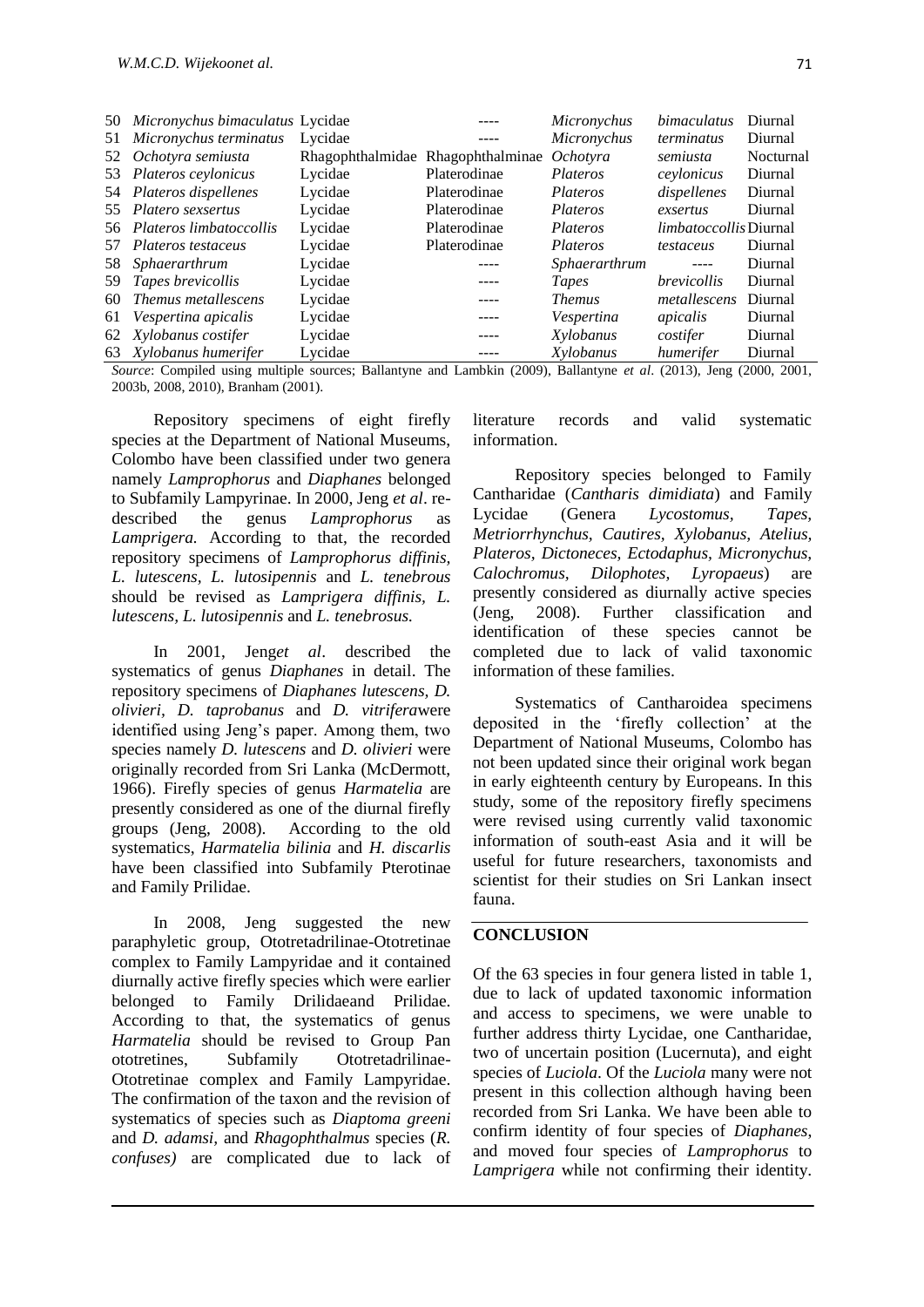| 50 | *Micronychus bimaculatus* | Lycidae | ---- | *Micronychus* | *bimaculatus* | Diurnal |
|---|---|---|---|---|---|---|
| 51 | *Micronychus terminatus* | Lycidae | ---- | *Micronychus* | *terminatus* | Diurnal |
| 52 | *Ochotyra semiusta* | Rhagophthalmidae | Rhagophthalminae | *Ochotyra* | *semiusta* | Nocturnal |
| 53 | *Plateros ceylonicus* | Lycidae | Platerodinae | *Plateros* | *ceylonicus* | Diurnal |
| 54 | *Plateros dispellenes* | Lycidae | Platerodinae | *Plateros* | *dispellenes* | Diurnal |
| 55 | *Platero sexsertus* | Lycidae | Platerodinae | *Plateros* | *exsertus* | Diurnal |
| 56 | *Plateros limbatoccollis* | Lycidae | Platerodinae | *Plateros* | *limbatoccollis* | Diurnal |
| 57 | *Plateros testaceus* | Lycidae | Platerodinae | *Plateros* | *testaceus* | Diurnal |
| 58 | *Sphaerarthrum* | Lycidae | ---- | *Sphaerarthrum* | ---- | Diurnal |
| 59 | *Tapes brevicollis* | Lycidae | ---- | *Tapes* | *brevicollis* | Diurnal |
| 60 | *Themus metallescens* | Lycidae | ---- | *Themus* | *metallescens* | Diurnal |
| 61 | *Vespertina apicalis* | Lycidae | ---- | *Vespertina* | *apicalis* | Diurnal |
| 62 | *Xylobanus costifer* | Lycidae | ---- | *Xylobanus* | *costifer* | Diurnal |
| 63 | *Xylobanus humerifer* | Lycidae | ---- | *Xylobanus* | *humerifer* | Diurnal |

*Source*: Compiled using multiple sources; Ballantyne and Lambkin (2009), Ballantyne *et al*. (2013), Jeng (2000, 2001, 2003b, 2008, 2010), Branham (2001).

Repository specimens of eight firefly species at the Department of National Museums, Colombo have been classified under two genera namely *Lamprophorus* and *Diaphanes* belonged to Subfamily Lampyrinae. In 2000, Jeng *et al*. re-described the genus *Lamprophorus* as *Lamprigera.* According to that, the recorded repository specimens of *Lamprophorus diffinis, L. lutescens*, *L. lutosipennis* and *L. tenebrous* should be revised as *Lamprigera diffinis, L. lutescens*, *L. lutosipennis* and *L. tenebrosus.*

In 2001, Jeng*et al*. described the systematics of genus *Diaphanes* in detail. The repository specimens of *Diaphanes lutescens*, *D. olivieri, D. taprobanus* and *D. vitrifera*were identified using Jeng's paper. Among them, two species namely *D. lutescens* and *D. olivieri* were originally recorded from Sri Lanka (McDermott, 1966). Firefly species of genus *Harmatelia* are presently considered as one of the diurnal firefly groups (Jeng, 2008). According to the old systematics, *Harmatelia bilinia* and *H. discarlis* have been classified into Subfamily Pterotinae and Family Prilidae.

In 2008, Jeng suggested the new paraphyletic group, Ototretadrilinae-Ototretinae complex to Family Lampyridae and it contained diurnally active firefly species which were earlier belonged to Family Drilidaeand Prilidae. According to that, the systematics of genus *Harmatelia* should be revised to Group Pan ototretines, Subfamily Ototretadrilinae-Ototretinae complex and Family Lampyridae. The confirmation of the taxon and the revision of systematics of species such as *Diaptoma greeni* and *D. adamsi,* and *Rhagophthalmus* species (*R. confuses)* are complicated due to lack of literature records and valid systematic information.

Repository species belonged to Family Cantharidae (*Cantharis dimidiata*) and Family Lycidae (Genera *Lycostomus*, *Tapes*, *Metriorrhynchus, Cautires, Xylobanus, Atelius, Plateros, Dictoneces, Ectodaphus, Micronychus, Calochromus, Dilophotes, Lyropaeus*) are presently considered as diurnally active species (Jeng, 2008). Further classification and identification of these species cannot be completed due to lack of valid taxonomic information of these families.

Systematics of Cantharoidea specimens deposited in the 'firefly collection' at the Department of National Museums, Colombo has not been updated since their original work began in early eighteenth century by Europeans. In this study, some of the repository firefly specimens were revised using currently valid taxonomic information of south-east Asia and it will be useful for future researchers, taxonomists and scientist for their studies on Sri Lankan insect fauna.

## CONCLUSION

Of the 63 species in four genera listed in table 1, due to lack of updated taxonomic information and access to specimens, we were unable to further address thirty Lycidae, one Cantharidae, two of uncertain position (Lucernuta), and eight species of *Luciola*. Of the *Luciola* many were not present in this collection although having been recorded from Sri Lanka. We have been able to confirm identity of four species of *Diaphanes*, and moved four species of *Lamprophorus* to *Lamprigera* while not confirming their identity.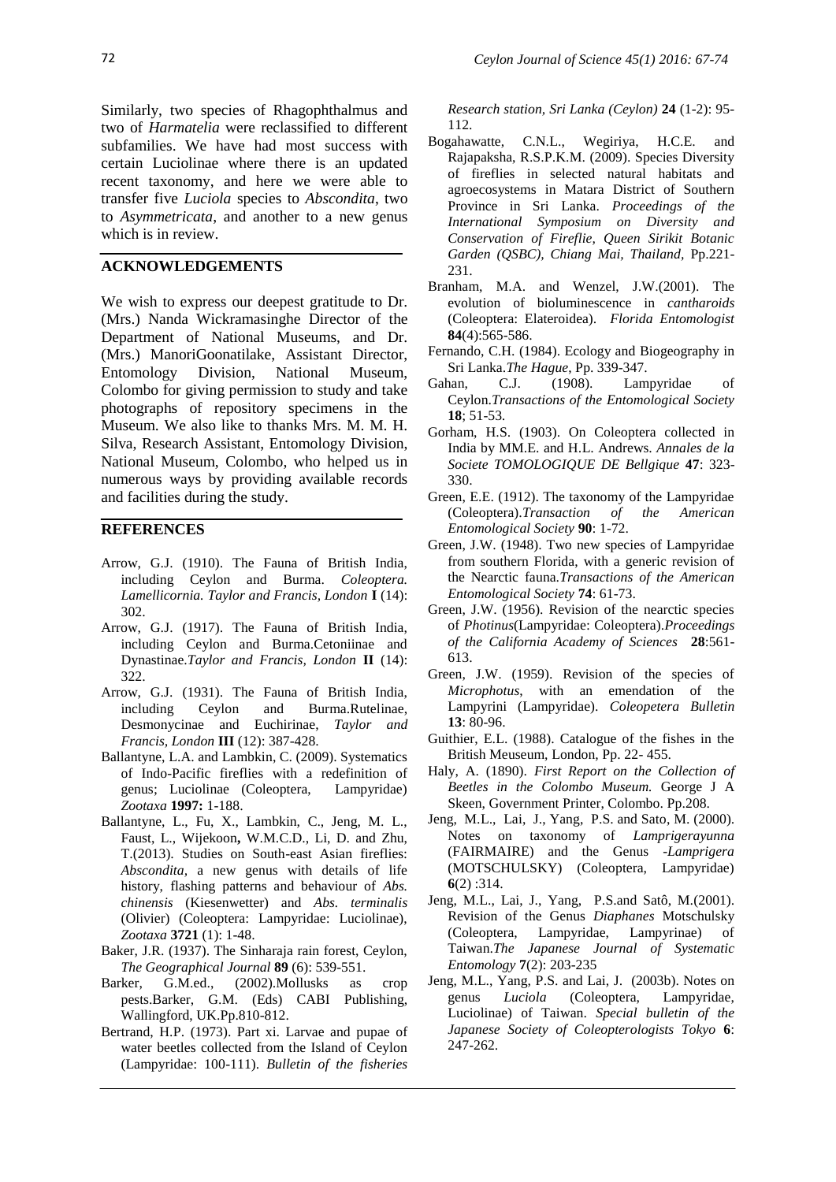Similarly, two species of Rhagophthalmus and two of *Harmatelia* were reclassified to different subfamilies. We have had most success with certain Luciolinae where there is an updated recent taxonomy, and here we were able to transfer five *Luciola* species to *Abscondita*, two to *Asymmetricata*, and another to a new genus which is in review.

## ACKNOWLEDGEMENTS

We wish to express our deepest gratitude to Dr. (Mrs.) Nanda Wickramasinghe Director of the Department of National Museums, and Dr. (Mrs.) ManoriGoonatilake, Assistant Director, Entomology Division, National Museum, Colombo for giving permission to study and take photographs of repository specimens in the Museum. We also like to thanks Mrs. M. M. H. Silva, Research Assistant, Entomology Division, National Museum, Colombo, who helped us in numerous ways by providing available records and facilities during the study.

## REFERENCES

- Arrow, G.J. (1910). The Fauna of British India, including Ceylon and Burma. *Coleoptera. Lamellicornia. Taylor and Francis, London* **I** (14): 302.
- Arrow, G.J. (1917). The Fauna of British India, including Ceylon and Burma.Cetoniinae and Dynastinae.*Taylor and Francis, London* **II** (14): 322.
- Arrow, G.J. (1931). The Fauna of British India, including Ceylon and Burma.Rutelinae, Desmonycinae and Euchirinae, *Taylor and Francis, London* **III** (12): 387-428.
- Ballantyne, L.A. and Lambkin, C. (2009). Systematics of Indo-Pacific fireflies with a redefinition of genus; Luciolinae (Coleoptera, Lampyridae) *Zootaxa* **1997:** 1-188.
- Ballantyne, L., Fu, X., Lambkin, C., Jeng, M. L., Faust, L., Wijekoon**,** W.M.C.D., Li, D. and Zhu, T.(2013). Studies on South-east Asian fireflies: *Abscondita,* a new genus with details of life history, flashing patterns and behaviour of *Abs. chinensis* (Kiesenwetter) and *Abs. terminalis* (Olivier) (Coleoptera: Lampyridae: Luciolinae), *Zootaxa* **3721** (1): 1-48.
- Baker, J.R. (1937). The Sinharaja rain forest, Ceylon, *The Geographical Journal* **89** (6): 539-551.
- Barker, G.M.ed., (2002).Mollusks as crop pests.Barker, G.M. (Eds) CABI Publishing, Wallingford, UK.Pp.810-812.
- Bertrand, H.P. (1973). Part xi. Larvae and pupae of water beetles collected from the Island of Ceylon (Lampyridae: 100-111). *Bulletin of the fisheries Research station, Sri Lanka (Ceylon)* **24** (1-2): 95-112.
- Bogahawatte, C.N.L., Wegiriya, H.C.E. and Rajapaksha, R.S.P.K.M. (2009). Species Diversity of fireflies in selected natural habitats and agroecosystems in Matara District of Southern Province in Sri Lanka. *Proceedings of the International Symposium on Diversity and Conservation of Fireflie, Queen Sirikit Botanic Garden (QSBC), Chiang Mai, Thailand,* Pp.221-231.
- Branham, M.A. and Wenzel, J.W.(2001). The evolution of bioluminescence in *cantharoids* (Coleoptera: Elateroidea). *Florida Entomologist* **84**(4):565-586.
- Fernando, C.H. (1984). Ecology and Biogeography in Sri Lanka.*The Hague*, Pp. 339-347.
- Gahan, C.J. (1908). Lampyridae of Ceylon.*Transactions of the Entomological Society* **18**; 51-53.
- Gorham, H.S. (1903). On Coleoptera collected in India by MM.E. and H.L. Andrews. *Annales de la Societe TOMOLOGIQUE DE Bellgique* **47**: 323-330.
- Green, E.E. (1912). The taxonomy of the Lampyridae (Coleoptera).*Transaction of the American Entomological Society* **90**: 1-72.
- Green, J.W. (1948). Two new species of Lampyridae from southern Florida, with a generic revision of the Nearctic fauna.*Transactions of the American Entomological Society* **74**: 61-73.
- Green, J.W. (1956). Revision of the nearctic species of *Photinus*(Lampyridae: Coleoptera).*Proceedings of the California Academy of Sciences* **28**:561-613.
- Green, J.W. (1959). Revision of the species of *Microphotus*, with an emendation of the Lampyrini (Lampyridae). *Coleopetera Bulletin* **13**: 80-96.
- Guithier, E.L. (1988). Catalogue of the fishes in the British Meuseum, London, Pp. 22- 455.
- Haly, A. (1890). *First Report on the Collection of Beetles in the Colombo Museum.* George J A Skeen, Government Printer, Colombo. Pp.208.
- Jeng, M.L., Lai, J., Yang, P.S. and Sato, M. (2000). Notes on taxonomy of *Lamprigerayunna* (FAIRMAIRE) and the Genus -*Lamprigera* (MOTSCHULSKY) (Coleoptera, Lampyridae) **6**(2) :314.
- Jeng, M.L., Lai, J., Yang, P.S.and Satô, M.(2001). Revision of the Genus *Diaphanes* Motschulsky (Coleoptera, Lampyridae, Lampyrinae) of Taiwan.*The Japanese Journal of Systematic Entomology* **7**(2): 203-235
- Jeng, M.L., Yang, P.S. and Lai, J. (2003b). Notes on genus *Luciola* (Coleoptera, Lampyridae, Luciolinae) of Taiwan. *Special bulletin of the Japanese Society of Coleopterologists Tokyo* **6**: 247-262.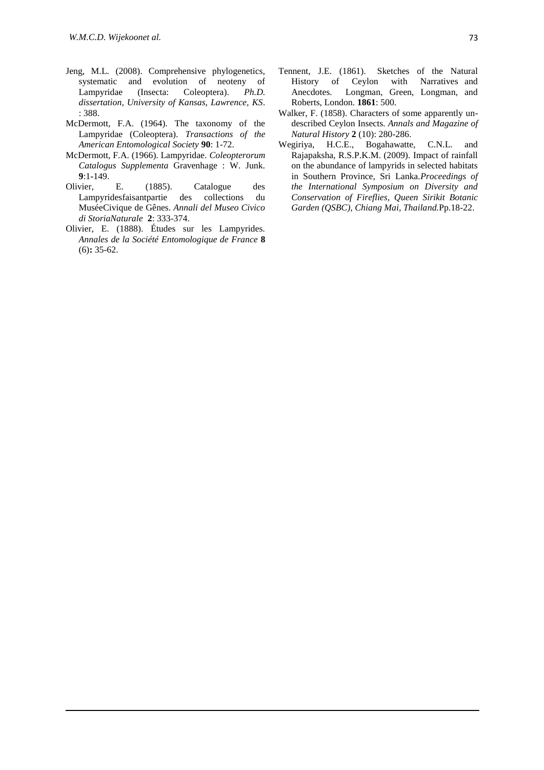Jeng, M.L. (2008). Comprehensive phylogenetics, systematic and evolution of neoteny of Lampyridae (Insecta: Coleoptera). *Ph.D. dissertation, University of Kansas, Lawrence, KS*. : 388.

McDermott, F.A. (1964). The taxonomy of the Lampyridae (Coleoptera). *Transactions of the American Entomological Society* **90**: 1-72.

McDermott, F.A. (1966). Lampyridae. *Coleopterorum Catalogus Supplementa* Gravenhage : W. Junk. **9**:1-149.

Olivier, E. (1885). Catalogue des Lampyridesfaisantpartie des collections du MuséeCivique de Gênes. *Annali del Museo Civico di StoriaNaturale* **2**: 333-374.

Olivier, E. (1888). Études sur les Lampyrides. *Annales de la Société Entomologique de France* **8** (6)**:** 35-62.

Tennent, J.E. (1861). Sketches of the Natural History of Ceylon with Narratives and Anecdotes. Longman, Green, Longman, and Roberts, London. **1861**: 500.

Walker, F. (1858). Characters of some apparently un-described Ceylon Insects. *Annals and Magazine of Natural History* **2** (10): 280-286.

Wegiriya, H.C.E., Bogahawatte, C.N.L. and Rajapaksha, R.S.P.K.M. (2009). Impact of rainfall on the abundance of lampyrids in selected habitats in Southern Province, Sri Lanka.*Proceedings of the International Symposium on Diversity and Conservation of Fireflies, Queen Sirikit Botanic Garden (QSBC), Chiang Mai, Thailand.*Pp.18-22.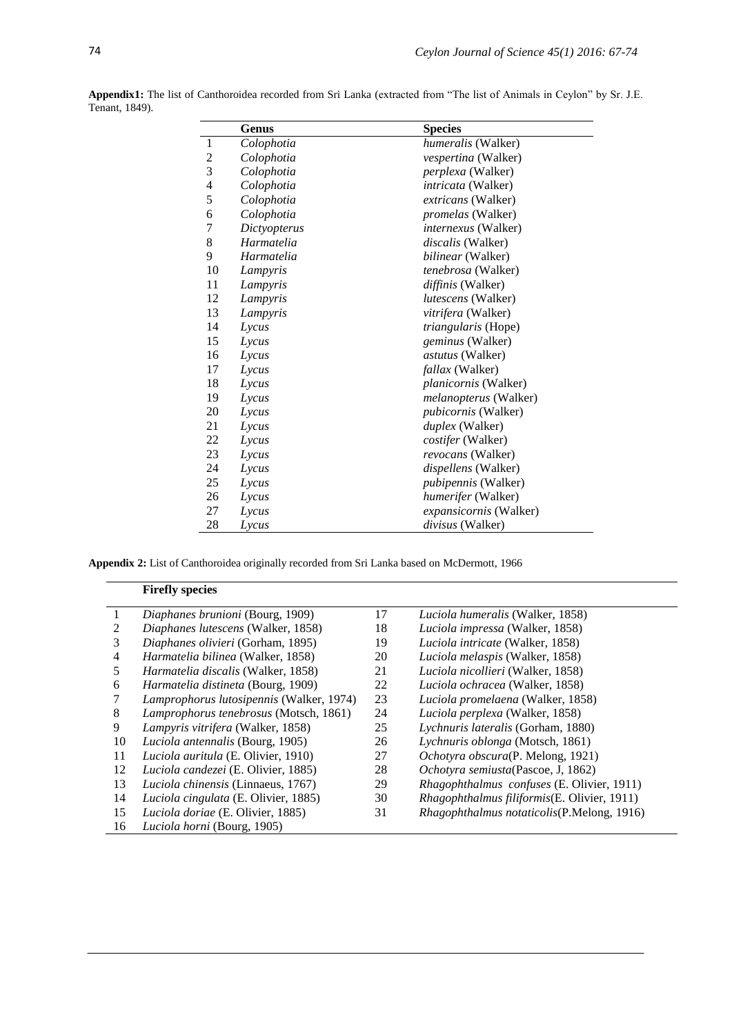**Appendix1:** The list of Canthoroidea recorded from Sri Lanka (extracted from "The list of Animals in Ceylon" by Sr. J.E. Tenant, 1849).

| | Genus | Species |
|---|---|---|
| 1 | *Colophotia* | *humeralis* (Walker) |
| 2 | *Colophotia* | *vespertina* (Walker) |
| 3 | *Colophotia* | *perplexa* (Walker) |
| 4 | *Colophotia* | *intricata* (Walker) |
| 5 | *Colophotia* | *extricans* (Walker) |
| 6 | *Colophotia* | *promelas* (Walker) |
| 7 | *Dictyopterus* | *internexus* (Walker) |
| 8 | *Harmatelia* | *discalis* (Walker) |
| 9 | *Harmatelia* | *bilinear* (Walker) |
| 10 | *Lampyris* | *tenebrosa* (Walker) |
| 11 | *Lampyris* | *diffinis* (Walker) |
| 12 | *Lampyris* | *lutescens* (Walker) |
| 13 | *Lampyris* | *vitrifera* (Walker) |
| 14 | *Lycus* | *triangularis* (Hope) |
| 15 | *Lycus* | *geminus* (Walker) |
| 16 | *Lycus* | *astutus* (Walker) |
| 17 | *Lycus* | *fallax* (Walker) |
| 18 | *Lycus* | *planicornis* (Walker) |
| 19 | *Lycus* | *melanopterus* (Walker) |
| 20 | *Lycus* | *pubicornis* (Walker) |
| 21 | *Lycus* | *duplex* (Walker) |
| 22 | *Lycus* | *costifer* (Walker) |
| 23 | *Lycus* | *revocans* (Walker) |
| 24 | *Lycus* | *dispellens* (Walker) |
| 25 | *Lycus* | *pubipennis* (Walker) |
| 26 | *Lycus* | *humerifer* (Walker) |
| 27 | *Lycus* | *expansicornis* (Walker) |
| 28 | *Lycus* | *divisus* (Walker) |

**Appendix 2:** List of Canthoroidea originally recorded from Sri Lanka based on McDermott, 1966

| | Firefly species | | |
|---|---|---|---|
| 1 | *Diaphanes brunioni* (Bourg, 1909) | 17 | *Luciola humeralis* (Walker, 1858) |
| 2 | *Diaphanes lutescens* (Walker, 1858) | 18 | *Luciola impressa* (Walker, 1858) |
| 3 | *Diaphanes olivieri* (Gorham, 1895) | 19 | *Luciola intricate* (Walker, 1858) |
| 4 | *Harmatelia bilinea* (Walker, 1858) | 20 | *Luciola melaspis* (Walker, 1858) |
| 5 | *Harmatelia discalis* (Walker, 1858) | 21 | *Luciola nicollieri* (Walker, 1858) |
| 6 | *Harmatelia distineta* (Bourg, 1909) | 22 | *Luciola ochracea* (Walker, 1858) |
| 7 | *Lamprophorus lutosipennis* (Walker, 1974) | 23 | *Luciola promelaena* (Walker, 1858) |
| 8 | *Lamprophorus tenebrosus* (Motsch, 1861) | 24 | *Luciola perplexa* (Walker, 1858) |
| 9 | *Lampyris vitrifera* (Walker, 1858) | 25 | *Lychnuris lateralis* (Gorham, 1880) |
| 10 | *Luciola antennalis* (Bourg, 1905) | 26 | *Lychnuris oblonga* (Motsch, 1861) |
| 11 | *Luciola auritula* (E. Olivier, 1910) | 27 | *Ochotyra obscura*(P. Melong, 1921) |
| 12 | *Luciola candezei* (E. Olivier, 1885) | 28 | *Ochotyra semiusta*(Pascoe, J, 1862) |
| 13 | *Luciola chinensis* (Linnaeus, 1767) | 29 | *Rhagophthalmus confuses* (E. Olivier, 1911) |
| 14 | *Luciola cingulata* (E. Olivier, 1885) | 30 | *Rhagophthalmus filiformis*(E. Olivier, 1911) |
| 15 | *Luciola doriae* (E. Olivier, 1885) | 31 | *Rhagophthalmus notaticolis*(P.Melong, 1916) |
| 16 | *Luciola horni* (Bourg, 1905) | | |